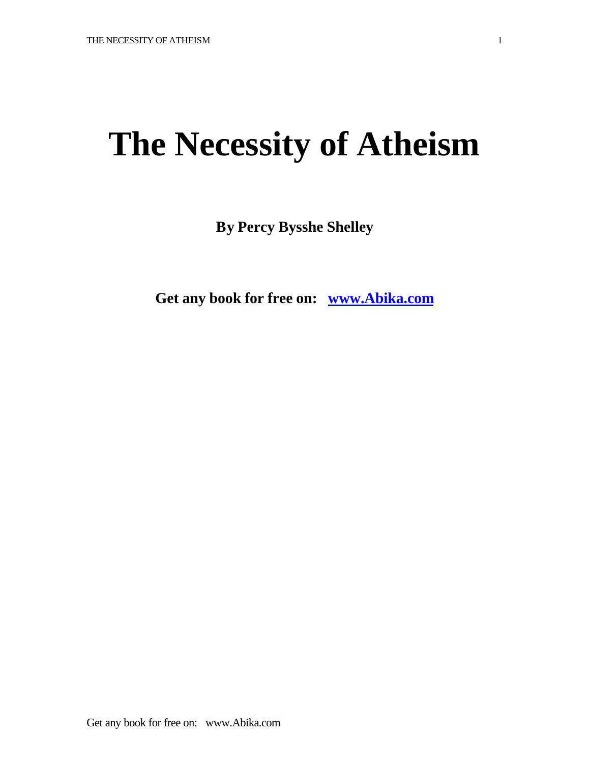# The Necessity of Atheism

**By Percy Bysshe Shelley**

**Get any book for free on: [www.Abika.com](http://www.Abika.com)**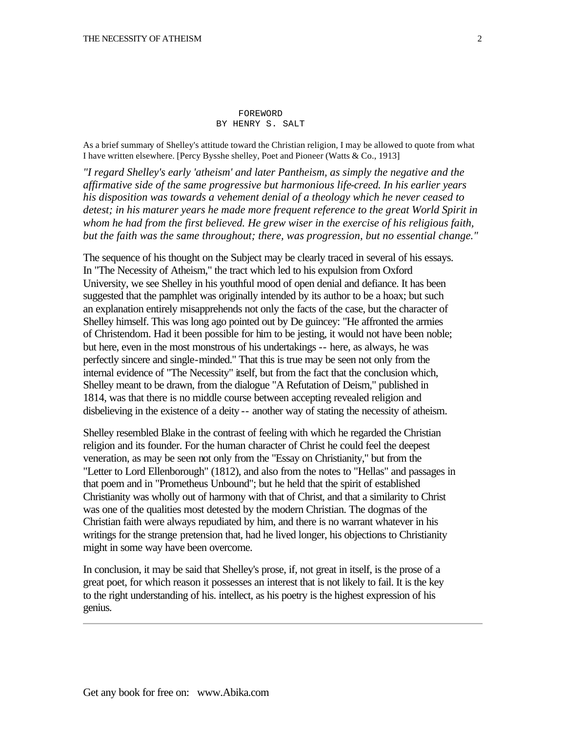## FOREWORD
## BY HENRY S. SALT

As a brief summary of Shelley's attitude toward the Christian religion, I may be allowed to quote from what I have written elsewhere. [Percy Bysshe shelley, Poet and Pioneer (Watts & Co., 1913]

*"I regard Shelley's early 'atheism' and later Pantheism, as simply the negative and the affirmative side of the same progressive but harmonious life-creed. In his earlier years his disposition was towards a vehement denial of a theology which he never ceased to detest; in his maturer years he made more frequent reference to the great World Spirit in whom he had from the first believed. He grew wiser in the exercise of his religious faith, but the faith was the same throughout; there, was progression, but no essential change."*

The sequence of his thought on the Subject may be clearly traced in several of his essays. In "The Necessity of Atheism," the tract which led to his expulsion from Oxford University, we see Shelley in his youthful mood of open denial and defiance. It has been suggested that the pamphlet was originally intended by its author to be a hoax; but such an explanation entirely misapprehends not only the facts of the case, but the character of Shelley himself. This was long ago pointed out by De guincey: "He affronted the armies of Christendom. Had it been possible for him to be jesting, it would not have been noble; but here, even in the most monstrous of his undertakings -- here, as always, he was perfectly sincere and single-minded." That this is true may be seen not only from the internal evidence of "The Necessity" itself, but from the fact that the conclusion which, Shelley meant to be drawn, from the dialogue "A Refutation of Deism," published in 1814, was that there is no middle course between accepting revealed religion and disbelieving in the existence of a deity -- another way of stating the necessity of atheism.

Shelley resembled Blake in the contrast of feeling with which he regarded the Christian religion and its founder. For the human character of Christ he could feel the deepest veneration, as may be seen not only from the "Essay on Christianity," but from the "Letter to Lord Ellenborough" (1812), and also from the notes to "Hellas" and passages in that poem and in "Prometheus Unbound"; but he held that the spirit of established Christianity was wholly out of harmony with that of Christ, and that a similarity to Christ was one of the qualities most detested by the modern Christian. The dogmas of the Christian faith were always repudiated by him, and there is no warrant whatever in his writings for the strange pretension that, had he lived longer, his objections to Christianity might in some way have been overcome.

In conclusion, it may be said that Shelley's prose, if, not great in itself, is the prose of a great poet, for which reason it possesses an interest that is not likely to fail. It is the key to the right understanding of his. intellect, as his poetry is the highest expression of his genius.

---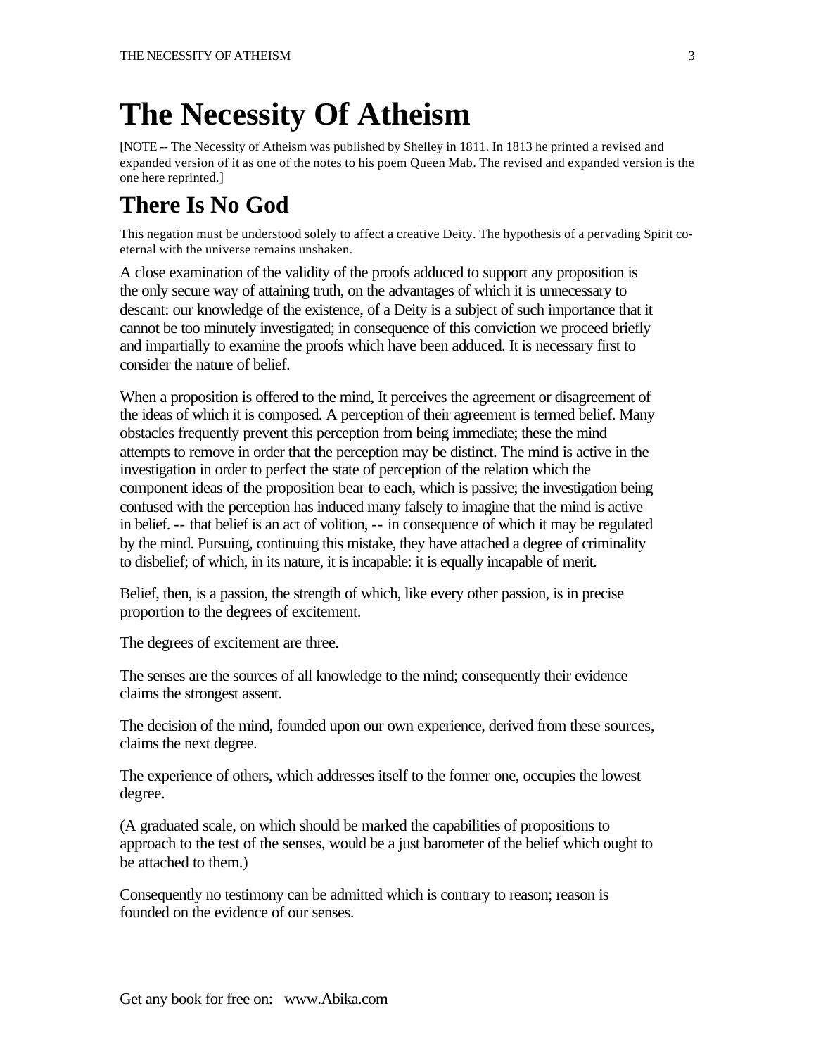# The Necessity Of Atheism

[NOTE -- The Necessity of Atheism was published by Shelley in 1811. In 1813 he printed a revised and expanded version of it as one of the notes to his poem Queen Mab. The revised and expanded version is the one here reprinted.]

## There Is No God

This negation must be understood solely to affect a creative Deity. The hypothesis of a pervading Spirit co-eternal with the universe remains unshaken.

A close examination of the validity of the proofs adduced to support any proposition is the only secure way of attaining truth, on the advantages of which it is unnecessary to descant: our knowledge of the existence, of a Deity is a subject of such importance that it cannot be too minutely investigated; in consequence of this conviction we proceed briefly and impartially to examine the proofs which have been adduced. It is necessary first to consider the nature of belief.

When a proposition is offered to the mind, It perceives the agreement or disagreement of the ideas of which it is composed. A perception of their agreement is termed belief. Many obstacles frequently prevent this perception from being immediate; these the mind attempts to remove in order that the perception may be distinct. The mind is active in the investigation in order to perfect the state of perception of the relation which the component ideas of the proposition bear to each, which is passive; the investigation being confused with the perception has induced many falsely to imagine that the mind is active in belief. -- that belief is an act of volition, -- in consequence of which it may be regulated by the mind. Pursuing, continuing this mistake, they have attached a degree of criminality to disbelief; of which, in its nature, it is incapable: it is equally incapable of merit.

Belief, then, is a passion, the strength of which, like every other passion, is in precise proportion to the degrees of excitement.

The degrees of excitement are three.

The senses are the sources of all knowledge to the mind; consequently their evidence claims the strongest assent.

The decision of the mind, founded upon our own experience, derived from these sources, claims the next degree.

The experience of others, which addresses itself to the former one, occupies the lowest degree.

(A graduated scale, on which should be marked the capabilities of propositions to approach to the test of the senses, would be a just barometer of the belief which ought to be attached to them.)

Consequently no testimony can be admitted which is contrary to reason; reason is founded on the evidence of our senses.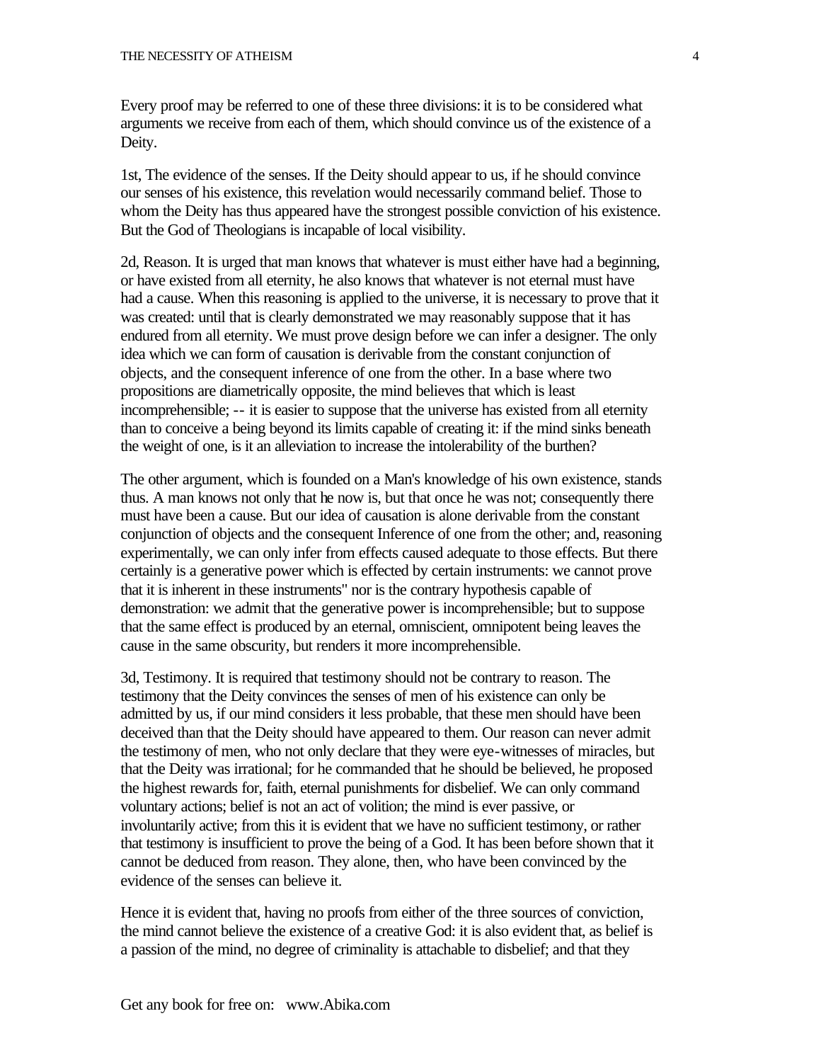Every proof may be referred to one of these three divisions: it is to be considered what arguments we receive from each of them, which should convince us of the existence of a Deity.

1st, The evidence of the senses. If the Deity should appear to us, if he should convince our senses of his existence, this revelation would necessarily command belief. Those to whom the Deity has thus appeared have the strongest possible conviction of his existence. But the God of Theologians is incapable of local visibility.

2d, Reason. It is urged that man knows that whatever is must either have had a beginning, or have existed from all eternity, he also knows that whatever is not eternal must have had a cause. When this reasoning is applied to the universe, it is necessary to prove that it was created: until that is clearly demonstrated we may reasonably suppose that it has endured from all eternity. We must prove design before we can infer a designer. The only idea which we can form of causation is derivable from the constant conjunction of objects, and the consequent inference of one from the other. In a base where two propositions are diametrically opposite, the mind believes that which is least incomprehensible; -- it is easier to suppose that the universe has existed from all eternity than to conceive a being beyond its limits capable of creating it: if the mind sinks beneath the weight of one, is it an alleviation to increase the intolerability of the burthen?

The other argument, which is founded on a Man's knowledge of his own existence, stands thus. A man knows not only that he now is, but that once he was not; consequently there must have been a cause. But our idea of causation is alone derivable from the constant conjunction of objects and the consequent Inference of one from the other; and, reasoning experimentally, we can only infer from effects caused adequate to those effects. But there certainly is a generative power which is effected by certain instruments: we cannot prove that it is inherent in these instruments" nor is the contrary hypothesis capable of demonstration: we admit that the generative power is incomprehensible; but to suppose that the same effect is produced by an eternal, omniscient, omnipotent being leaves the cause in the same obscurity, but renders it more incomprehensible.

3d, Testimony. It is required that testimony should not be contrary to reason. The testimony that the Deity convinces the senses of men of his existence can only be admitted by us, if our mind considers it less probable, that these men should have been deceived than that the Deity should have appeared to them. Our reason can never admit the testimony of men, who not only declare that they were eye-witnesses of miracles, but that the Deity was irrational; for he commanded that he should be believed, he proposed the highest rewards for, faith, eternal punishments for disbelief. We can only command voluntary actions; belief is not an act of volition; the mind is ever passive, or involuntarily active; from this it is evident that we have no sufficient testimony, or rather that testimony is insufficient to prove the being of a God. It has been before shown that it cannot be deduced from reason. They alone, then, who have been convinced by the evidence of the senses can believe it.

Hence it is evident that, having no proofs from either of the three sources of conviction, the mind cannot believe the existence of a creative God: it is also evident that, as belief is a passion of the mind, no degree of criminality is attachable to disbelief; and that they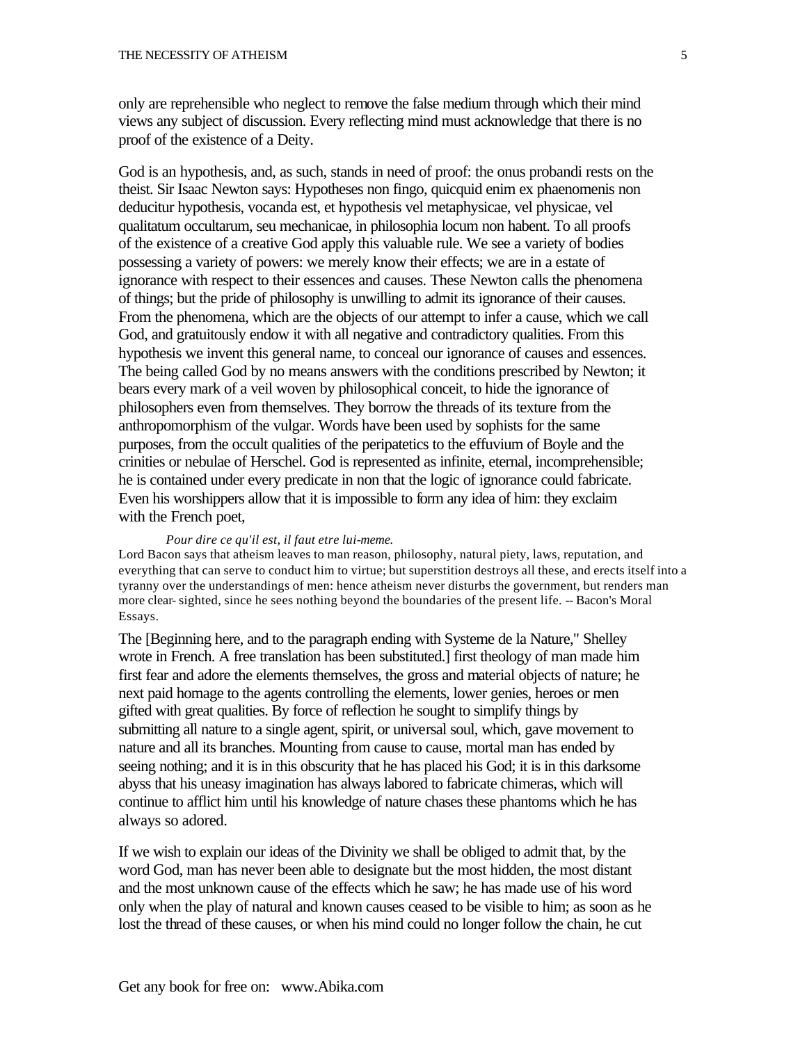only are reprehensible who neglect to remove the false medium through which their mind views any subject of discussion. Every reflecting mind must acknowledge that there is no proof of the existence of a Deity.

God is an hypothesis, and, as such, stands in need of proof: the onus probandi rests on the theist. Sir Isaac Newton says: Hypotheses non fingo, quicquid enim ex phaenomenis non deducitur hypothesis, vocanda est, et hypothesis vel metaphysicae, vel physicae, vel qualitatum occultarum, seu mechanicae, in philosophia locum non habent. To all proofs of the existence of a creative God apply this valuable rule. We see a variety of bodies possessing a variety of powers: we merely know their effects; we are in a estate of ignorance with respect to their essences and causes. These Newton calls the phenomena of things; but the pride of philosophy is unwilling to admit its ignorance of their causes. From the phenomena, which are the objects of our attempt to infer a cause, which we call God, and gratuitously endow it with all negative and contradictory qualities. From this hypothesis we invent this general name, to conceal our ignorance of causes and essences. The being called God by no means answers with the conditions prescribed by Newton; it bears every mark of a veil woven by philosophical conceit, to hide the ignorance of philosophers even from themselves. They borrow the threads of its texture from the anthropomorphism of the vulgar. Words have been used by sophists for the same purposes, from the occult qualities of the peripatetics to the effuvium of Boyle and the crinities or nebulae of Herschel. God is represented as infinite, eternal, incomprehensible; he is contained under every predicate in non that the logic of ignorance could fabricate. Even his worshippers allow that it is impossible to form any idea of him: they exclaim with the French poet,

> *Pour dire ce qu'il est, il faut etre lui-meme.*

Lord Bacon says that atheism leaves to man reason, philosophy, natural piety, laws, reputation, and everything that can serve to conduct him to virtue; but superstition destroys all these, and erects itself into a tyranny over the understandings of men: hence atheism never disturbs the government, but renders man more clear- sighted, since he sees nothing beyond the boundaries of the present life. -- Bacon's Moral Essays.

The [Beginning here, and to the paragraph ending with Systeme de la Nature," Shelley wrote in French. A free translation has been substituted.] first theology of man made him first fear and adore the elements themselves, the gross and material objects of nature; he next paid homage to the agents controlling the elements, lower genies, heroes or men gifted with great qualities. By force of reflection he sought to simplify things by submitting all nature to a single agent, spirit, or universal soul, which, gave movement to nature and all its branches. Mounting from cause to cause, mortal man has ended by seeing nothing; and it is in this obscurity that he has placed his God; it is in this darksome abyss that his uneasy imagination has always labored to fabricate chimeras, which will continue to afflict him until his knowledge of nature chases these phantoms which he has always so adored.

If we wish to explain our ideas of the Divinity we shall be obliged to admit that, by the word God, man has never been able to designate but the most hidden, the most distant and the most unknown cause of the effects which he saw; he has made use of his word only when the play of natural and known causes ceased to be visible to him; as soon as he lost the thread of these causes, or when his mind could no longer follow the chain, he cut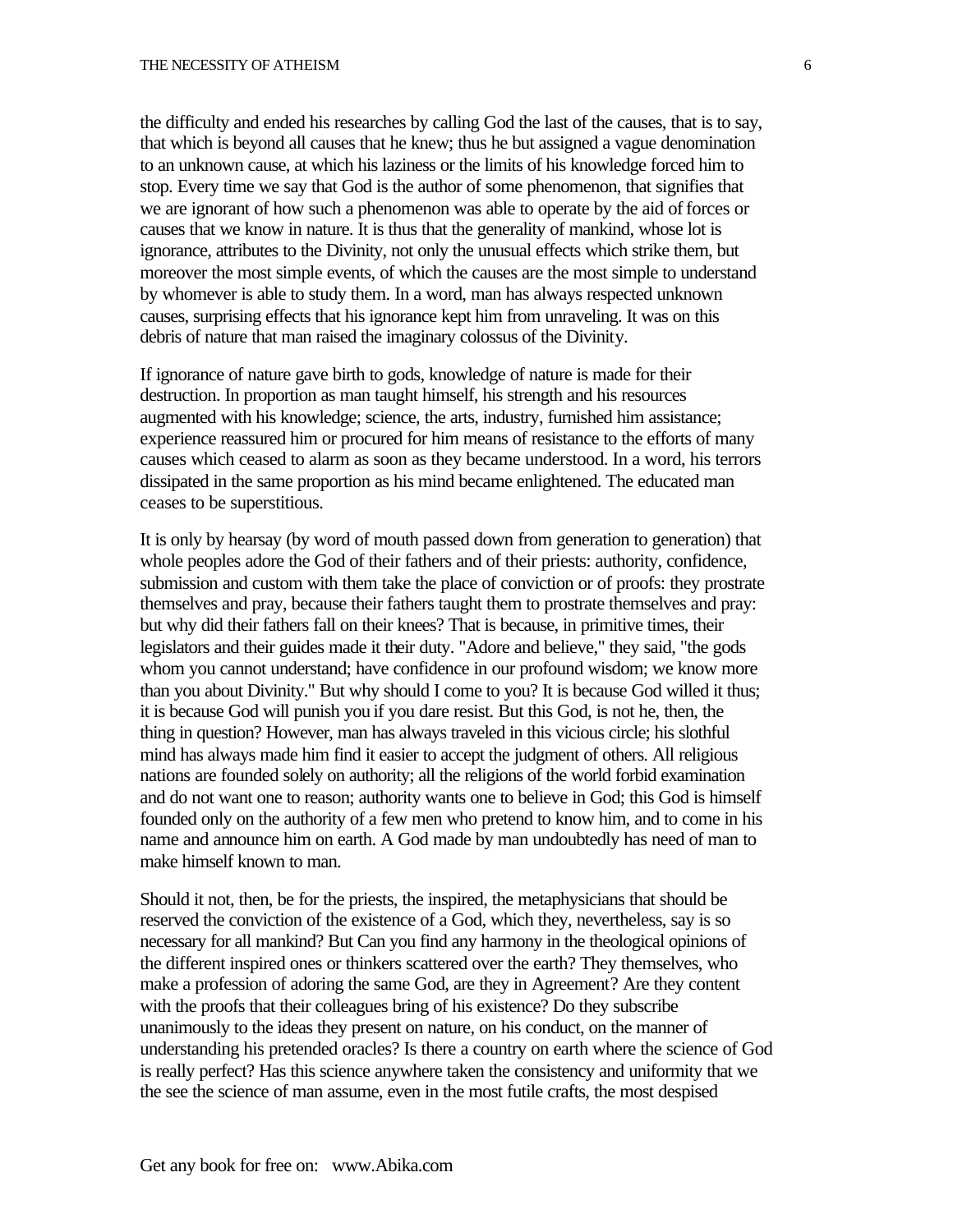the difficulty and ended his researches by calling God the last of the causes, that is to say, that which is beyond all causes that he knew; thus he but assigned a vague denomination to an unknown cause, at which his laziness or the limits of his knowledge forced him to stop. Every time we say that God is the author of some phenomenon, that signifies that we are ignorant of how such a phenomenon was able to operate by the aid of forces or causes that we know in nature. It is thus that the generality of mankind, whose lot is ignorance, attributes to the Divinity, not only the unusual effects which strike them, but moreover the most simple events, of which the causes are the most simple to understand by whomever is able to study them. In a word, man has always respected unknown causes, surprising effects that his ignorance kept him from unraveling. It was on this debris of nature that man raised the imaginary colossus of the Divinity.

If ignorance of nature gave birth to gods, knowledge of nature is made for their destruction. In proportion as man taught himself, his strength and his resources augmented with his knowledge; science, the arts, industry, furnished him assistance; experience reassured him or procured for him means of resistance to the efforts of many causes which ceased to alarm as soon as they became understood. In a word, his terrors dissipated in the same proportion as his mind became enlightened. The educated man ceases to be superstitious.

It is only by hearsay (by word of mouth passed down from generation to generation) that whole peoples adore the God of their fathers and of their priests: authority, confidence, submission and custom with them take the place of conviction or of proofs: they prostrate themselves and pray, because their fathers taught them to prostrate themselves and pray: but why did their fathers fall on their knees? That is because, in primitive times, their legislators and their guides made it their duty. "Adore and believe," they said, "the gods whom you cannot understand; have confidence in our profound wisdom; we know more than you about Divinity." But why should I come to you? It is because God willed it thus; it is because God will punish you if you dare resist. But this God, is not he, then, the thing in question? However, man has always traveled in this vicious circle; his slothful mind has always made him find it easier to accept the judgment of others. All religious nations are founded solely on authority; all the religions of the world forbid examination and do not want one to reason; authority wants one to believe in God; this God is himself founded only on the authority of a few men who pretend to know him, and to come in his name and announce him on earth. A God made by man undoubtedly has need of man to make himself known to man.

Should it not, then, be for the priests, the inspired, the metaphysicians that should be reserved the conviction of the existence of a God, which they, nevertheless, say is so necessary for all mankind? But Can you find any harmony in the theological opinions of the different inspired ones or thinkers scattered over the earth? They themselves, who make a profession of adoring the same God, are they in Agreement? Are they content with the proofs that their colleagues bring of his existence? Do they subscribe unanimously to the ideas they present on nature, on his conduct, on the manner of understanding his pretended oracles? Is there a country on earth where the science of God is really perfect? Has this science anywhere taken the consistency and uniformity that we the see the science of man assume, even in the most futile crafts, the most despised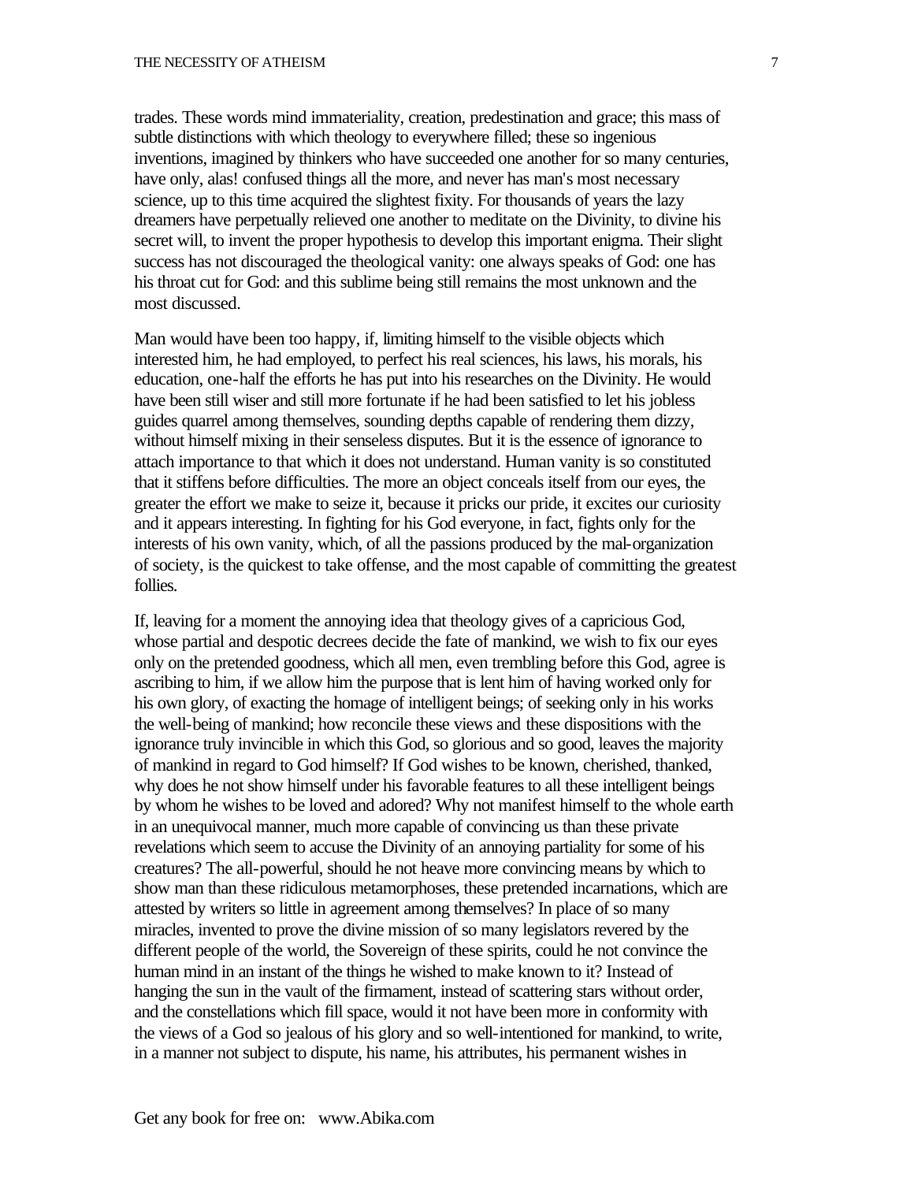trades. These words mind immateriality, creation, predestination and grace; this mass of subtle distinctions with which theology to everywhere filled; these so ingenious inventions, imagined by thinkers who have succeeded one another for so many centuries, have only, alas! confused things all the more, and never has man's most necessary science, up to this time acquired the slightest fixity. For thousands of years the lazy dreamers have perpetually relieved one another to meditate on the Divinity, to divine his secret will, to invent the proper hypothesis to develop this important enigma. Their slight success has not discouraged the theological vanity: one always speaks of God: one has his throat cut for God: and this sublime being still remains the most unknown and the most discussed.

Man would have been too happy, if, limiting himself to the visible objects which interested him, he had employed, to perfect his real sciences, his laws, his morals, his education, one-half the efforts he has put into his researches on the Divinity. He would have been still wiser and still more fortunate if he had been satisfied to let his jobless guides quarrel among themselves, sounding depths capable of rendering them dizzy, without himself mixing in their senseless disputes. But it is the essence of ignorance to attach importance to that which it does not understand. Human vanity is so constituted that it stiffens before difficulties. The more an object conceals itself from our eyes, the greater the effort we make to seize it, because it pricks our pride, it excites our curiosity and it appears interesting. In fighting for his God everyone, in fact, fights only for the interests of his own vanity, which, of all the passions produced by the mal-organization of society, is the quickest to take offense, and the most capable of committing the greatest follies.

If, leaving for a moment the annoying idea that theology gives of a capricious God, whose partial and despotic decrees decide the fate of mankind, we wish to fix our eyes only on the pretended goodness, which all men, even trembling before this God, agree is ascribing to him, if we allow him the purpose that is lent him of having worked only for his own glory, of exacting the homage of intelligent beings; of seeking only in his works the well-being of mankind; how reconcile these views and these dispositions with the ignorance truly invincible in which this God, so glorious and so good, leaves the majority of mankind in regard to God himself? If God wishes to be known, cherished, thanked, why does he not show himself under his favorable features to all these intelligent beings by whom he wishes to be loved and adored? Why not manifest himself to the whole earth in an unequivocal manner, much more capable of convincing us than these private revelations which seem to accuse the Divinity of an annoying partiality for some of his creatures? The all-powerful, should he not heave more convincing means by which to show man than these ridiculous metamorphoses, these pretended incarnations, which are attested by writers so little in agreement among themselves? In place of so many miracles, invented to prove the divine mission of so many legislators revered by the different people of the world, the Sovereign of these spirits, could he not convince the human mind in an instant of the things he wished to make known to it? Instead of hanging the sun in the vault of the firmament, instead of scattering stars without order, and the constellations which fill space, would it not have been more in conformity with the views of a God so jealous of his glory and so well-intentioned for mankind, to write, in a manner not subject to dispute, his name, his attributes, his permanent wishes in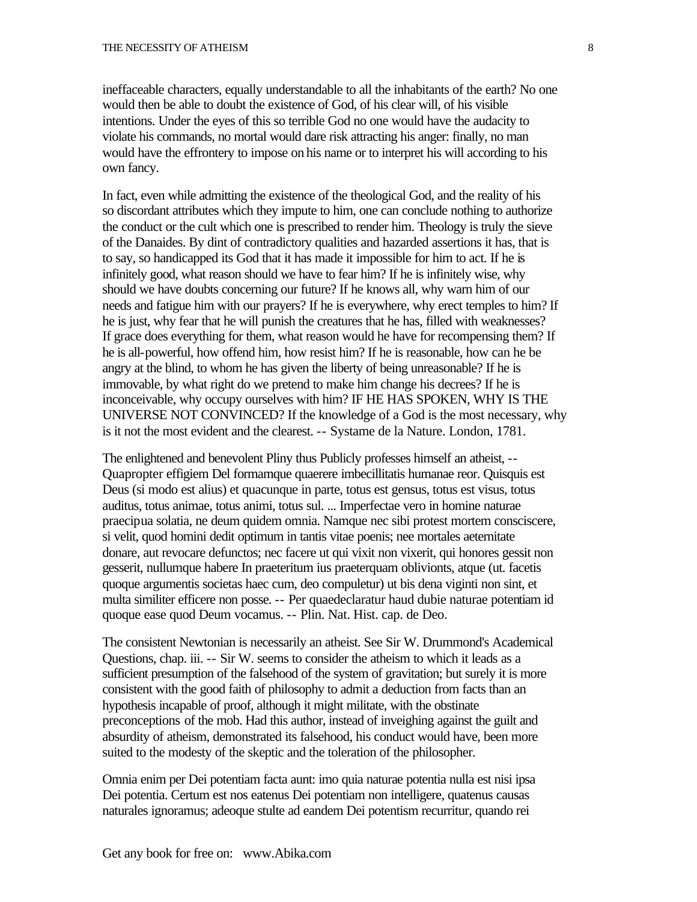ineffaceable characters, equally understandable to all the inhabitants of the earth? No one would then be able to doubt the existence of God, of his clear will, of his visible intentions. Under the eyes of this so terrible God no one would have the audacity to violate his commands, no mortal would dare risk attracting his anger: finally, no man would have the effrontery to impose on his name or to interpret his will according to his own fancy.

In fact, even while admitting the existence of the theological God, and the reality of his so discordant attributes which they impute to him, one can conclude nothing to authorize the conduct or the cult which one is prescribed to render him. Theology is truly the sieve of the Danaides. By dint of contradictory qualities and hazarded assertions it has, that is to say, so handicapped its God that it has made it impossible for him to act. If he is infinitely good, what reason should we have to fear him? If he is infinitely wise, why should we have doubts concerning our future? If he knows all, why warn him of our needs and fatigue him with our prayers? If he is everywhere, why erect temples to him? If he is just, why fear that he will punish the creatures that he has, filled with weaknesses? If grace does everything for them, what reason would he have for recompensing them? If he is all-powerful, how offend him, how resist him? If he is reasonable, how can he be angry at the blind, to whom he has given the liberty of being unreasonable? If he is immovable, by what right do we pretend to make him change his decrees? If he is inconceivable, why occupy ourselves with him? IF HE HAS SPOKEN, WHY IS THE UNIVERSE NOT CONVINCED? If the knowledge of a God is the most necessary, why is it not the most evident and the clearest. -- Systame de la Nature. London, 1781.

The enlightened and benevolent Pliny thus Publicly professes himself an atheist, -- Quapropter effigiem Del formamque quaerere imbecillitatis humanae reor. Quisquis est Deus (si modo est alius) et quacunque in parte, totus est gensus, totus est visus, totus auditus, totus animae, totus animi, totus sul. ... Imperfectae vero in homine naturae praecipua solatia, ne deum quidem omnia. Namque nec sibi protest mortem consciscere, si velit, quod homini dedit optimum in tantis vitae poenis; nee mortales aeternitate donare, aut revocare defunctos; nec facere ut qui vixit non vixerit, qui honores gessit non gesserit, nullumque habere In praeteritum ius praeterquam oblivionts, atque (ut. facetis quoque argumentis societas haec cum, deo compuletur) ut bis dena viginti non sint, et multa similiter efficere non posse. -- Per quaedeclaratur haud dubie naturae potentiam id quoque ease quod Deum vocamus. -- Plin. Nat. Hist. cap. de Deo.

The consistent Newtonian is necessarily an atheist. See Sir W. Drummond's Academical Questions, chap. iii. -- Sir W. seems to consider the atheism to which it leads as a sufficient presumption of the falsehood of the system of gravitation; but surely it is more consistent with the good faith of philosophy to admit a deduction from facts than an hypothesis incapable of proof, although it might militate, with the obstinate preconceptions of the mob. Had this author, instead of inveighing against the guilt and absurdity of atheism, demonstrated its falsehood, his conduct would have, been more suited to the modesty of the skeptic and the toleration of the philosopher.

Omnia enim per Dei potentiam facta aunt: imo quia naturae potentia nulla est nisi ipsa Dei potentia. Certum est nos eatenus Dei potentiam non intelligere, quatenus causas naturales ignoramus; adeoque stulte ad eandem Dei potentism recurritur, quando rei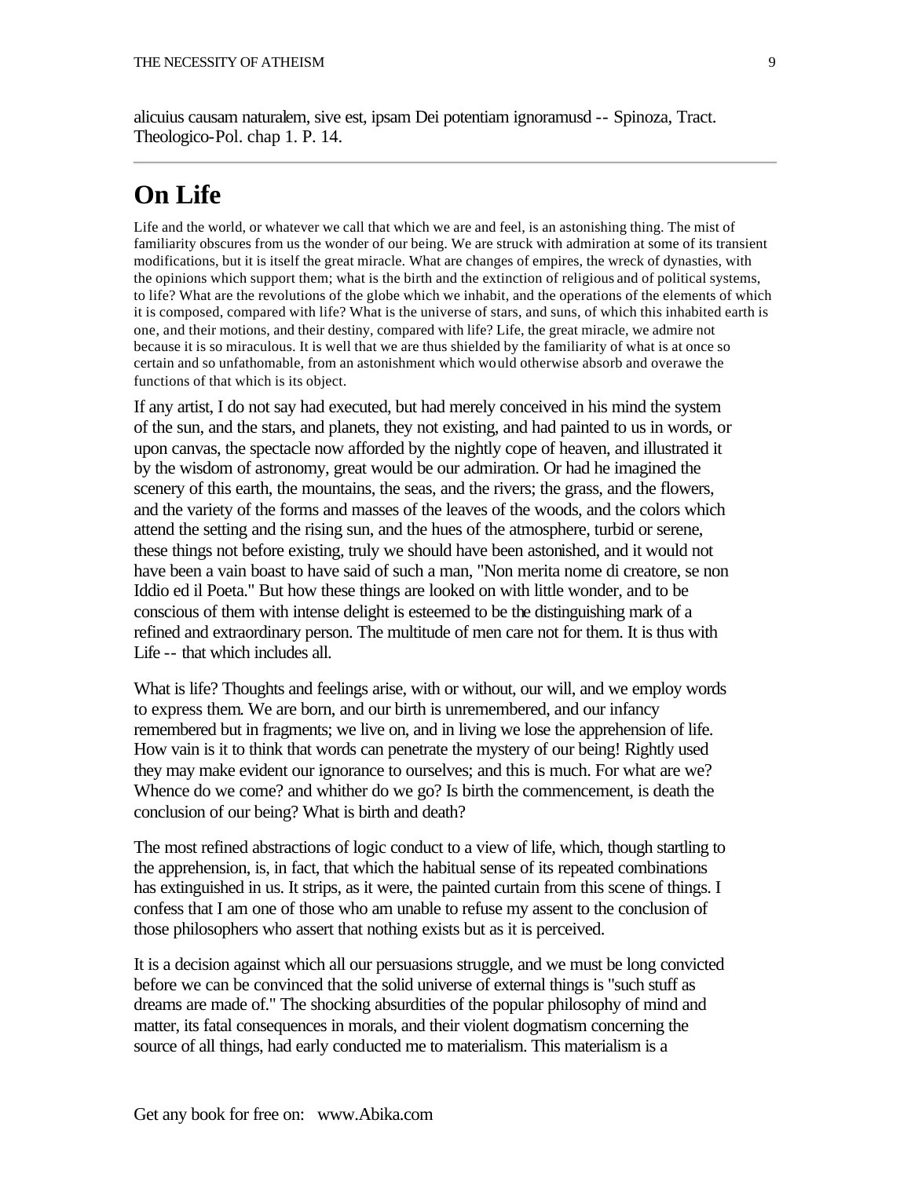alicuius causam naturalem, sive est, ipsam Dei potentiam ignoramusd -- Spinoza, Tract. Theologico-Pol. chap 1. P. 14.

---

# On Life

Life and the world, or whatever we call that which we are and feel, is an astonishing thing. The mist of familiarity obscures from us the wonder of our being. We are struck with admiration at some of its transient modifications, but it is itself the great miracle. What are changes of empires, the wreck of dynasties, with the opinions which support them; what is the birth and the extinction of religious and of political systems, to life? What are the revolutions of the globe which we inhabit, and the operations of the elements of which it is composed, compared with life? What is the universe of stars, and suns, of which this inhabited earth is one, and their motions, and their destiny, compared with life? Life, the great miracle, we admire not because it is so miraculous. It is well that we are thus shielded by the familiarity of what is at once so certain and so unfathomable, from an astonishment which would otherwise absorb and overawe the functions of that which is its object.

If any artist, I do not say had executed, but had merely conceived in his mind the system of the sun, and the stars, and planets, they not existing, and had painted to us in words, or upon canvas, the spectacle now afforded by the nightly cope of heaven, and illustrated it by the wisdom of astronomy, great would be our admiration. Or had he imagined the scenery of this earth, the mountains, the seas, and the rivers; the grass, and the flowers, and the variety of the forms and masses of the leaves of the woods, and the colors which attend the setting and the rising sun, and the hues of the atmosphere, turbid or serene, these things not before existing, truly we should have been astonished, and it would not have been a vain boast to have said of such a man, "Non merita nome di creatore, se non Iddio ed il Poeta." But how these things are looked on with little wonder, and to be conscious of them with intense delight is esteemed to be the distinguishing mark of a refined and extraordinary person. The multitude of men care not for them. It is thus with Life -- that which includes all.

What is life? Thoughts and feelings arise, with or without, our will, and we employ words to express them. We are born, and our birth is unremembered, and our infancy remembered but in fragments; we live on, and in living we lose the apprehension of life. How vain is it to think that words can penetrate the mystery of our being! Rightly used they may make evident our ignorance to ourselves; and this is much. For what are we? Whence do we come? and whither do we go? Is birth the commencement, is death the conclusion of our being? What is birth and death?

The most refined abstractions of logic conduct to a view of life, which, though startling to the apprehension, is, in fact, that which the habitual sense of its repeated combinations has extinguished in us. It strips, as it were, the painted curtain from this scene of things. I confess that I am one of those who am unable to refuse my assent to the conclusion of those philosophers who assert that nothing exists but as it is perceived.

It is a decision against which all our persuasions struggle, and we must be long convicted before we can be convinced that the solid universe of external things is "such stuff as dreams are made of." The shocking absurdities of the popular philosophy of mind and matter, its fatal consequences in morals, and their violent dogmatism concerning the source of all things, had early conducted me to materialism. This materialism is a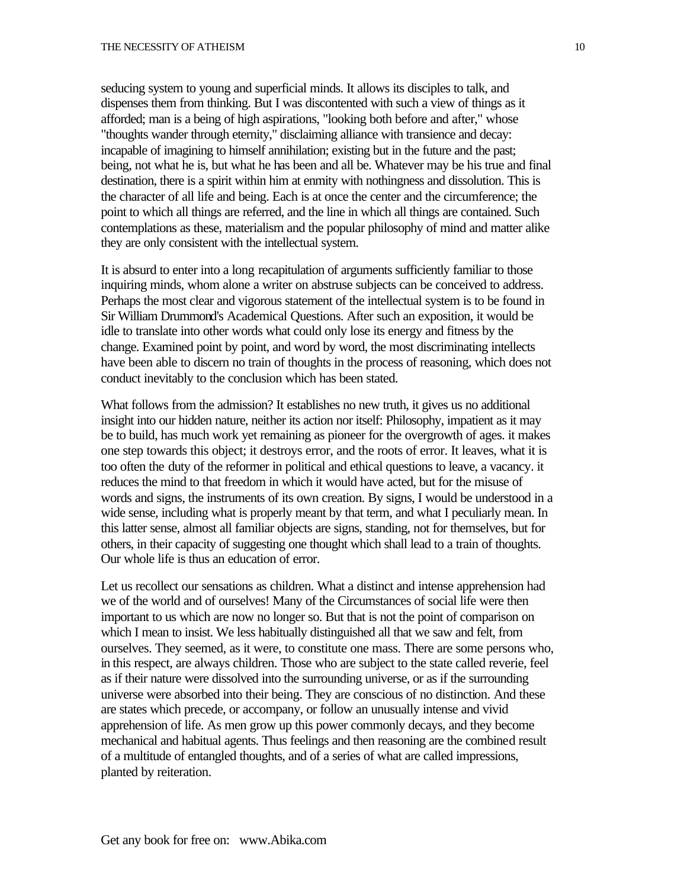seducing system to young and superficial minds. It allows its disciples to talk, and dispenses them from thinking. But I was discontented with such a view of things as it afforded; man is a being of high aspirations, "looking both before and after," whose "thoughts wander through eternity," disclaiming alliance with transience and decay: incapable of imagining to himself annihilation; existing but in the future and the past; being, not what he is, but what he has been and all be. Whatever may be his true and final destination, there is a spirit within him at enmity with nothingness and dissolution. This is the character of all life and being. Each is at once the center and the circumference; the point to which all things are referred, and the line in which all things are contained. Such contemplations as these, materialism and the popular philosophy of mind and matter alike they are only consistent with the intellectual system.

It is absurd to enter into a long recapitulation of arguments sufficiently familiar to those inquiring minds, whom alone a writer on abstruse subjects can be conceived to address. Perhaps the most clear and vigorous statement of the intellectual system is to be found in Sir William Drummond's Academical Questions. After such an exposition, it would be idle to translate into other words what could only lose its energy and fitness by the change. Examined point by point, and word by word, the most discriminating intellects have been able to discern no train of thoughts in the process of reasoning, which does not conduct inevitably to the conclusion which has been stated.

What follows from the admission? It establishes no new truth, it gives us no additional insight into our hidden nature, neither its action nor itself: Philosophy, impatient as it may be to build, has much work yet remaining as pioneer for the overgrowth of ages. it makes one step towards this object; it destroys error, and the roots of error. It leaves, what it is too often the duty of the reformer in political and ethical questions to leave, a vacancy. it reduces the mind to that freedom in which it would have acted, but for the misuse of words and signs, the instruments of its own creation. By signs, I would be understood in a wide sense, including what is properly meant by that term, and what I peculiarly mean. In this latter sense, almost all familiar objects are signs, standing, not for themselves, but for others, in their capacity of suggesting one thought which shall lead to a train of thoughts. Our whole life is thus an education of error.

Let us recollect our sensations as children. What a distinct and intense apprehension had we of the world and of ourselves! Many of the Circumstances of social life were then important to us which are now no longer so. But that is not the point of comparison on which I mean to insist. We less habitually distinguished all that we saw and felt, from ourselves. They seemed, as it were, to constitute one mass. There are some persons who, in this respect, are always children. Those who are subject to the state called reverie, feel as if their nature were dissolved into the surrounding universe, or as if the surrounding universe were absorbed into their being. They are conscious of no distinction. And these are states which precede, or accompany, or follow an unusually intense and vivid apprehension of life. As men grow up this power commonly decays, and they become mechanical and habitual agents. Thus feelings and then reasoning are the combined result of a multitude of entangled thoughts, and of a series of what are called impressions, planted by reiteration.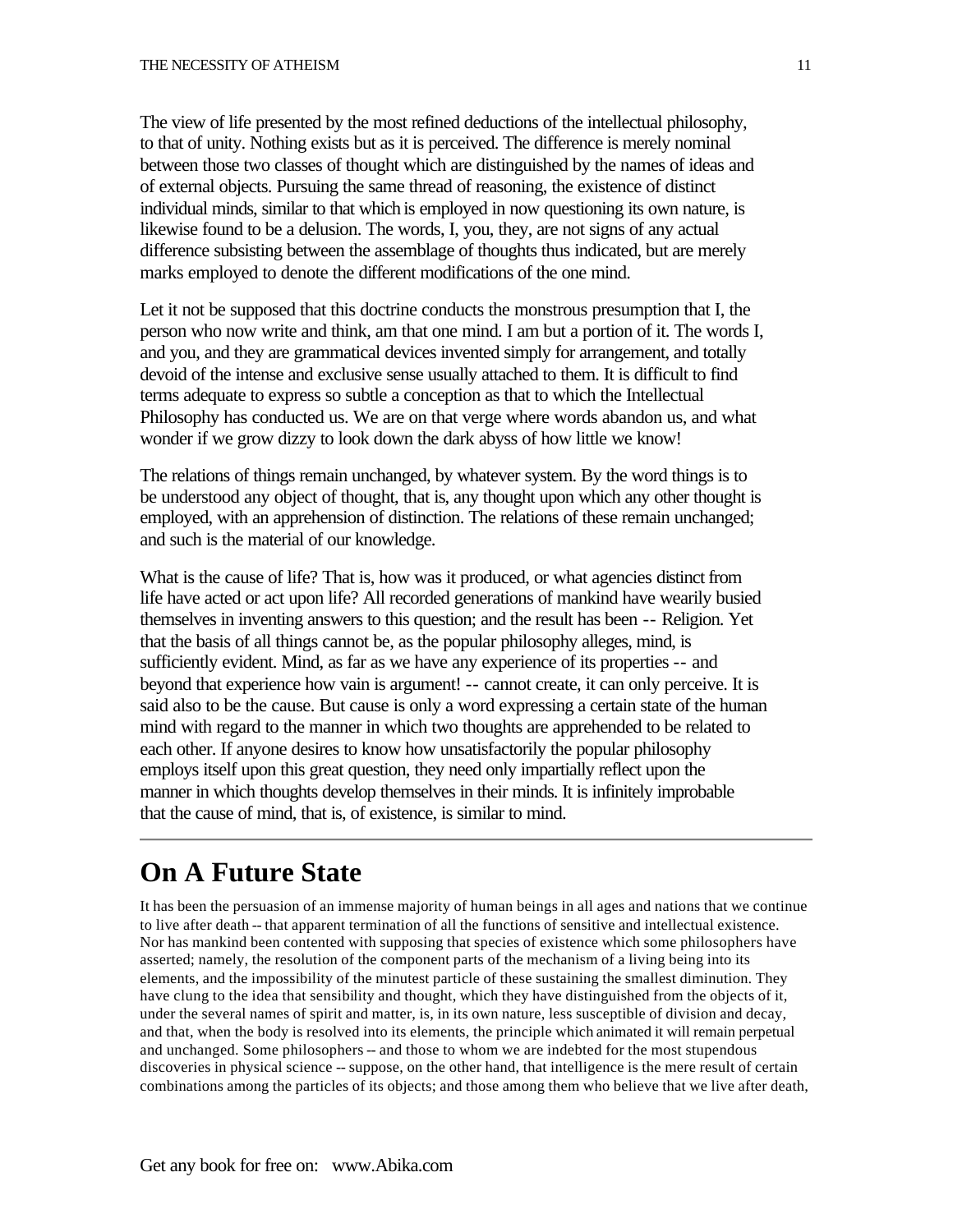The view of life presented by the most refined deductions of the intellectual philosophy, to that of unity. Nothing exists but as it is perceived. The difference is merely nominal between those two classes of thought which are distinguished by the names of ideas and of external objects. Pursuing the same thread of reasoning, the existence of distinct individual minds, similar to that which is employed in now questioning its own nature, is likewise found to be a delusion. The words, I, you, they, are not signs of any actual difference subsisting between the assemblage of thoughts thus indicated, but are merely marks employed to denote the different modifications of the one mind.

Let it not be supposed that this doctrine conducts the monstrous presumption that I, the person who now write and think, am that one mind. I am but a portion of it. The words I, and you, and they are grammatical devices invented simply for arrangement, and totally devoid of the intense and exclusive sense usually attached to them. It is difficult to find terms adequate to express so subtle a conception as that to which the Intellectual Philosophy has conducted us. We are on that verge where words abandon us, and what wonder if we grow dizzy to look down the dark abyss of how little we know!

The relations of things remain unchanged, by whatever system. By the word things is to be understood any object of thought, that is, any thought upon which any other thought is employed, with an apprehension of distinction. The relations of these remain unchanged; and such is the material of our knowledge.

What is the cause of life? That is, how was it produced, or what agencies distinct from life have acted or act upon life? All recorded generations of mankind have wearily busied themselves in inventing answers to this question; and the result has been -- Religion. Yet that the basis of all things cannot be, as the popular philosophy alleges, mind, is sufficiently evident. Mind, as far as we have any experience of its properties -- and beyond that experience how vain is argument! -- cannot create, it can only perceive. It is said also to be the cause. But cause is only a word expressing a certain state of the human mind with regard to the manner in which two thoughts are apprehended to be related to each other. If anyone desires to know how unsatisfactorily the popular philosophy employs itself upon this great question, they need only impartially reflect upon the manner in which thoughts develop themselves in their minds. It is infinitely improbable that the cause of mind, that is, of existence, is similar to mind.

---

# On A Future State

It has been the persuasion of an immense majority of human beings in all ages and nations that we continue to live after death -- that apparent termination of all the functions of sensitive and intellectual existence. Nor has mankind been contented with supposing that species of existence which some philosophers have asserted; namely, the resolution of the component parts of the mechanism of a living being into its elements, and the impossibility of the minutest particle of these sustaining the smallest diminution. They have clung to the idea that sensibility and thought, which they have distinguished from the objects of it, under the several names of spirit and matter, is, in its own nature, less susceptible of division and decay, and that, when the body is resolved into its elements, the principle which animated it will remain perpetual and unchanged. Some philosophers -- and those to whom we are indebted for the most stupendous discoveries in physical science -- suppose, on the other hand, that intelligence is the mere result of certain combinations among the particles of its objects; and those among them who believe that we live after death,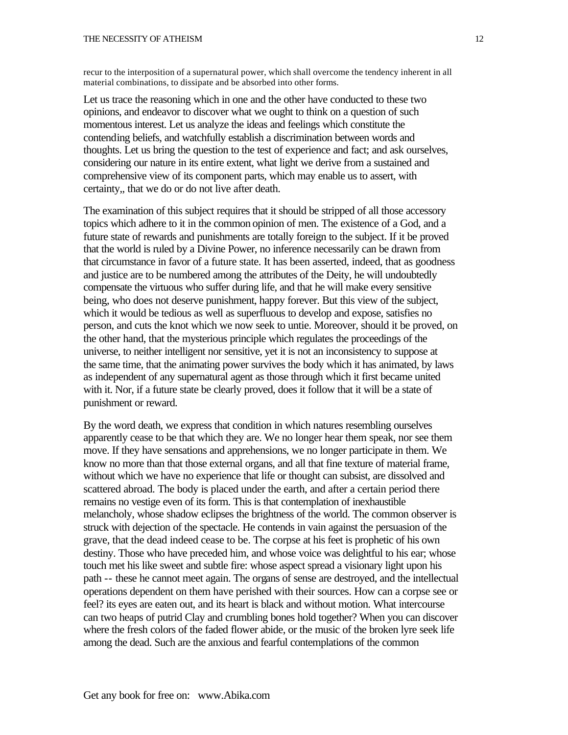recur to the interposition of a supernatural power, which shall overcome the tendency inherent in all material combinations, to dissipate and be absorbed into other forms.

Let us trace the reasoning which in one and the other have conducted to these two opinions, and endeavor to discover what we ought to think on a question of such momentous interest. Let us analyze the ideas and feelings which constitute the contending beliefs, and watchfully establish a discrimination between words and thoughts. Let us bring the question to the test of experience and fact; and ask ourselves, considering our nature in its entire extent, what light we derive from a sustained and comprehensive view of its component parts, which may enable us to assert, with certainty,, that we do or do not live after death.

The examination of this subject requires that it should be stripped of all those accessory topics which adhere to it in the common opinion of men. The existence of a God, and a future state of rewards and punishments are totally foreign to the subject. If it be proved that the world is ruled by a Divine Power, no inference necessarily can be drawn from that circumstance in favor of a future state. It has been asserted, indeed, that as goodness and justice are to be numbered among the attributes of the Deity, he will undoubtedly compensate the virtuous who suffer during life, and that he will make every sensitive being, who does not deserve punishment, happy forever. But this view of the subject, which it would be tedious as well as superfluous to develop and expose, satisfies no person, and cuts the knot which we now seek to untie. Moreover, should it be proved, on the other hand, that the mysterious principle which regulates the proceedings of the universe, to neither intelligent nor sensitive, yet it is not an inconsistency to suppose at the same time, that the animating power survives the body which it has animated, by laws as independent of any supernatural agent as those through which it first became united with it. Nor, if a future state be clearly proved, does it follow that it will be a state of punishment or reward.

By the word death, we express that condition in which natures resembling ourselves apparently cease to be that which they are. We no longer hear them speak, nor see them move. If they have sensations and apprehensions, we no longer participate in them. We know no more than that those external organs, and all that fine texture of material frame, without which we have no experience that life or thought can subsist, are dissolved and scattered abroad. The body is placed under the earth, and after a certain period there remains no vestige even of its form. This is that contemplation of inexhaustible melancholy, whose shadow eclipses the brightness of the world. The common observer is struck with dejection of the spectacle. He contends in vain against the persuasion of the grave, that the dead indeed cease to be. The corpse at his feet is prophetic of his own destiny. Those who have preceded him, and whose voice was delightful to his ear; whose touch met his like sweet and subtle fire: whose aspect spread a visionary light upon his path -- these he cannot meet again. The organs of sense are destroyed, and the intellectual operations dependent on them have perished with their sources. How can a corpse see or feel? its eyes are eaten out, and its heart is black and without motion. What intercourse can two heaps of putrid Clay and crumbling bones hold together? When you can discover where the fresh colors of the faded flower abide, or the music of the broken lyre seek life among the dead. Such are the anxious and fearful contemplations of the common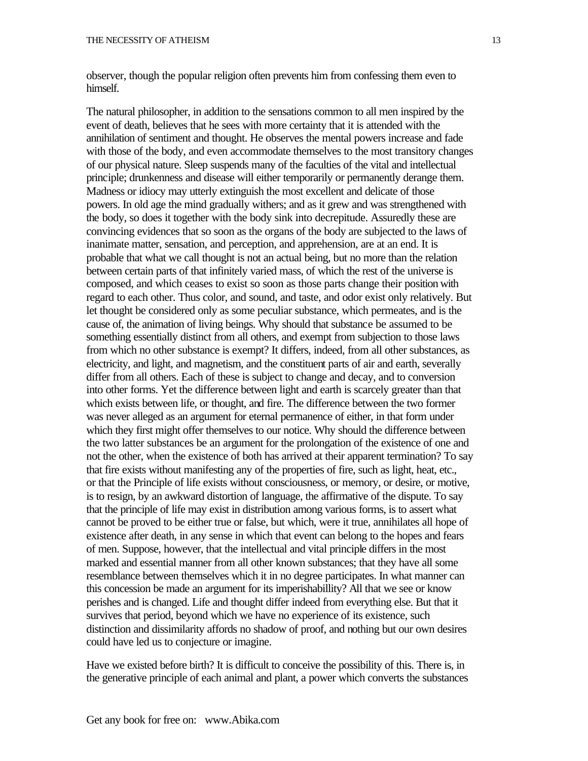observer, though the popular religion often prevents him from confessing them even to himself.

The natural philosopher, in addition to the sensations common to all men inspired by the event of death, believes that he sees with more certainty that it is attended with the annihilation of sentiment and thought. He observes the mental powers increase and fade with those of the body, and even accommodate themselves to the most transitory changes of our physical nature. Sleep suspends many of the faculties of the vital and intellectual principle; drunkenness and disease will either temporarily or permanently derange them. Madness or idiocy may utterly extinguish the most excellent and delicate of those powers. In old age the mind gradually withers; and as it grew and was strengthened with the body, so does it together with the body sink into decrepitude. Assuredly these are convincing evidences that so soon as the organs of the body are subjected to the laws of inanimate matter, sensation, and perception, and apprehension, are at an end. It is probable that what we call thought is not an actual being, but no more than the relation between certain parts of that infinitely varied mass, of which the rest of the universe is composed, and which ceases to exist so soon as those parts change their position with regard to each other. Thus color, and sound, and taste, and odor exist only relatively. But let thought be considered only as some peculiar substance, which permeates, and is the cause of, the animation of living beings. Why should that substance be assumed to be something essentially distinct from all others, and exempt from subjection to those laws from which no other substance is exempt? It differs, indeed, from all other substances, as electricity, and light, and magnetism, and the constituent parts of air and earth, severally differ from all others. Each of these is subject to change and decay, and to conversion into other forms. Yet the difference between light and earth is scarcely greater than that which exists between life, or thought, and fire. The difference between the two former was never alleged as an argument for eternal permanence of either, in that form under which they first might offer themselves to our notice. Why should the difference between the two latter substances be an argument for the prolongation of the existence of one and not the other, when the existence of both has arrived at their apparent termination? To say that fire exists without manifesting any of the properties of fire, such as light, heat, etc., or that the Principle of life exists without consciousness, or memory, or desire, or motive, is to resign, by an awkward distortion of language, the affirmative of the dispute. To say that the principle of life may exist in distribution among various forms, is to assert what cannot be proved to be either true or false, but which, were it true, annihilates all hope of existence after death, in any sense in which that event can belong to the hopes and fears of men. Suppose, however, that the intellectual and vital principle differs in the most marked and essential manner from all other known substances; that they have all some resemblance between themselves which it in no degree participates. In what manner can this concession be made an argument for its imperishabillity? All that we see or know perishes and is changed. Life and thought differ indeed from everything else. But that it survives that period, beyond which we have no experience of its existence, such distinction and dissimilarity affords no shadow of proof, and nothing but our own desires could have led us to conjecture or imagine.

Have we existed before birth? It is difficult to conceive the possibility of this. There is, in the generative principle of each animal and plant, a power which converts the substances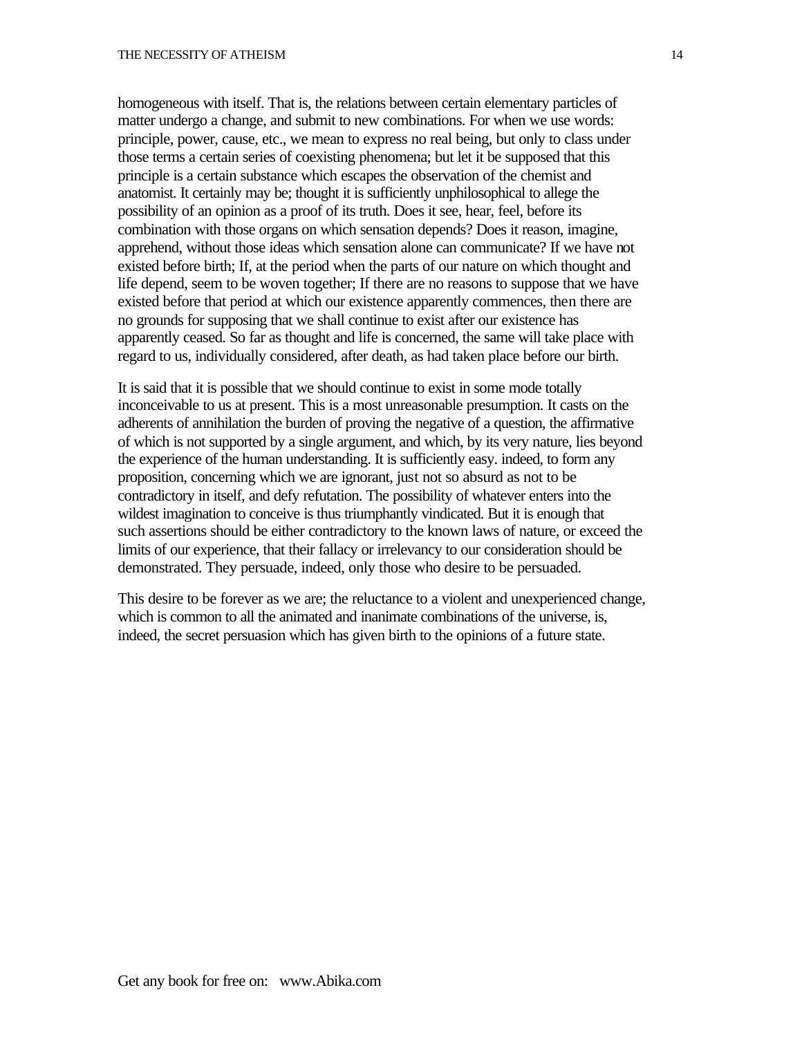homogeneous with itself. That is, the relations between certain elementary particles of matter undergo a change, and submit to new combinations. For when we use words: principle, power, cause, etc., we mean to express no real being, but only to class under those terms a certain series of coexisting phenomena; but let it be supposed that this principle is a certain substance which escapes the observation of the chemist and anatomist. It certainly may be; thought it is sufficiently unphilosophical to allege the possibility of an opinion as a proof of its truth. Does it see, hear, feel, before its combination with those organs on which sensation depends? Does it reason, imagine, apprehend, without those ideas which sensation alone can communicate? If we have not existed before birth; If, at the period when the parts of our nature on which thought and life depend, seem to be woven together; If there are no reasons to suppose that we have existed before that period at which our existence apparently commences, then there are no grounds for supposing that we shall continue to exist after our existence has apparently ceased. So far as thought and life is concerned, the same will take place with regard to us, individually considered, after death, as had taken place before our birth.

It is said that it is possible that we should continue to exist in some mode totally inconceivable to us at present. This is a most unreasonable presumption. It casts on the adherents of annihilation the burden of proving the negative of a question, the affirmative of which is not supported by a single argument, and which, by its very nature, lies beyond the experience of the human understanding. It is sufficiently easy. indeed, to form any proposition, concerning which we are ignorant, just not so absurd as not to be contradictory in itself, and defy refutation. The possibility of whatever enters into the wildest imagination to conceive is thus triumphantly vindicated. But it is enough that such assertions should be either contradictory to the known laws of nature, or exceed the limits of our experience, that their fallacy or irrelevancy to our consideration should be demonstrated. They persuade, indeed, only those who desire to be persuaded.

This desire to be forever as we are; the reluctance to a violent and unexperienced change, which is common to all the animated and inanimate combinations of the universe, is, indeed, the secret persuasion which has given birth to the opinions of a future state.